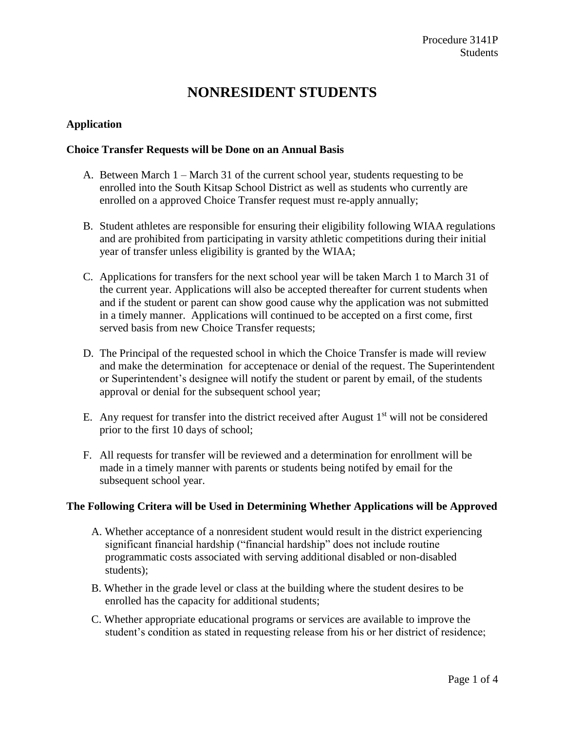# NONRESIDENT STUDENTS

## Application

### Choice Transfer Requests will be Done on an Annual Basis

A. Between March 1 – March 31 of the current school year, students requesting to be enrolled into the South Kitsap School District as well as students who currently are enrolled on a approved Choice Transfer request must re-apply annually;

B. Student athletes are responsible for ensuring their eligibility following WIAA regulations and are prohibited from participating in varsity athletic competitions during their initial year of transfer unless eligibility is granted by the WIAA;

C. Applications for transfers for the next school year will be taken March 1 to March 31 of the current year. Applications will also be accepted thereafter for current students when and if the student or parent can show good cause why the application was not submitted in a timely manner. Applications will continued to be accepted on a first come, first served basis from new Choice Transfer requests;

D. The Principal of the requested school in which the Choice Transfer is made will review and make the determination for acceptenace or denial of the request. The Superintendent or Superintendent's designee will notify the student or parent by email, of the students approval or denial for the subsequent school year;

E. Any request for transfer into the district received after August 1st will not be considered prior to the first 10 days of school;

F. All requests for transfer will be reviewed and a determination for enrollment will be made in a timely manner with parents or students being notifed by email for the subsequent school year.

### The Following Critera will be Used in Determining Whether Applications will be Approved

A. Whether acceptance of a nonresident student would result in the district experiencing significant financial hardship ("financial hardship" does not include routine programmatic costs associated with serving additional disabled or non-disabled students);

B. Whether in the grade level or class at the building where the student desires to be enrolled has the capacity for additional students;

C. Whether appropriate educational programs or services are available to improve the student's condition as stated in requesting release from his or her district of residence;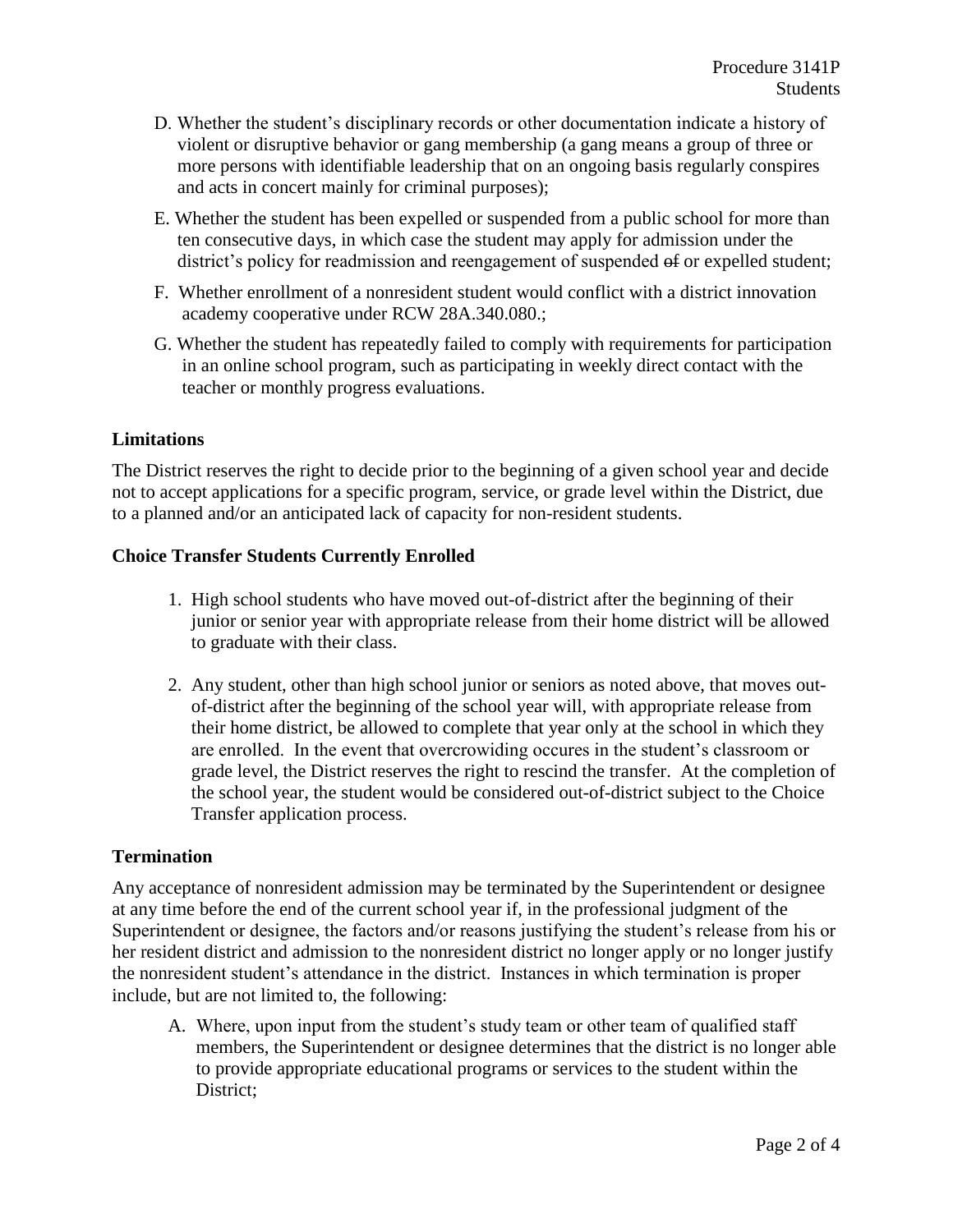D. Whether the student's disciplinary records or other documentation indicate a history of violent or disruptive behavior or gang membership (a gang means a group of three or more persons with identifiable leadership that on an ongoing basis regularly conspires and acts in concert mainly for criminal purposes);

E. Whether the student has been expelled or suspended from a public school for more than ten consecutive days, in which case the student may apply for admission under the district's policy for readmission and reengagement of suspended ~~of~~ or expelled student;

F. Whether enrollment of a nonresident student would conflict with a district innovation academy cooperative under RCW 28A.340.080.;

G. Whether the student has repeatedly failed to comply with requirements for participation in an online school program, such as participating in weekly direct contact with the teacher or monthly progress evaluations.

### Limitations

The District reserves the right to decide prior to the beginning of a given school year and decide not to accept applications for a specific program, service, or grade level within the District, due to a planned and/or an anticipated lack of capacity for non-resident students.

### Choice Transfer Students Currently Enrolled

1. High school students who have moved out-of-district after the beginning of their junior or senior year with appropriate release from their home district will be allowed to graduate with their class.

2. Any student, other than high school junior or seniors as noted above, that moves out-of-district after the beginning of the school year will, with appropriate release from their home district, be allowed to complete that year only at the school in which they are enrolled. In the event that overcrowiding occures in the student's classroom or grade level, the District reserves the right to rescind the transfer. At the completion of the school year, the student would be considered out-of-district subject to the Choice Transfer application process.

### Termination

Any acceptance of nonresident admission may be terminated by the Superintendent or designee at any time before the end of the current school year if, in the professional judgment of the Superintendent or designee, the factors and/or reasons justifying the student's release from his or her resident district and admission to the nonresident district no longer apply or no longer justify the nonresident student's attendance in the district. Instances in which termination is proper include, but are not limited to, the following:

A. Where, upon input from the student's study team or other team of qualified staff members, the Superintendent or designee determines that the district is no longer able to provide appropriate educational programs or services to the student within the District;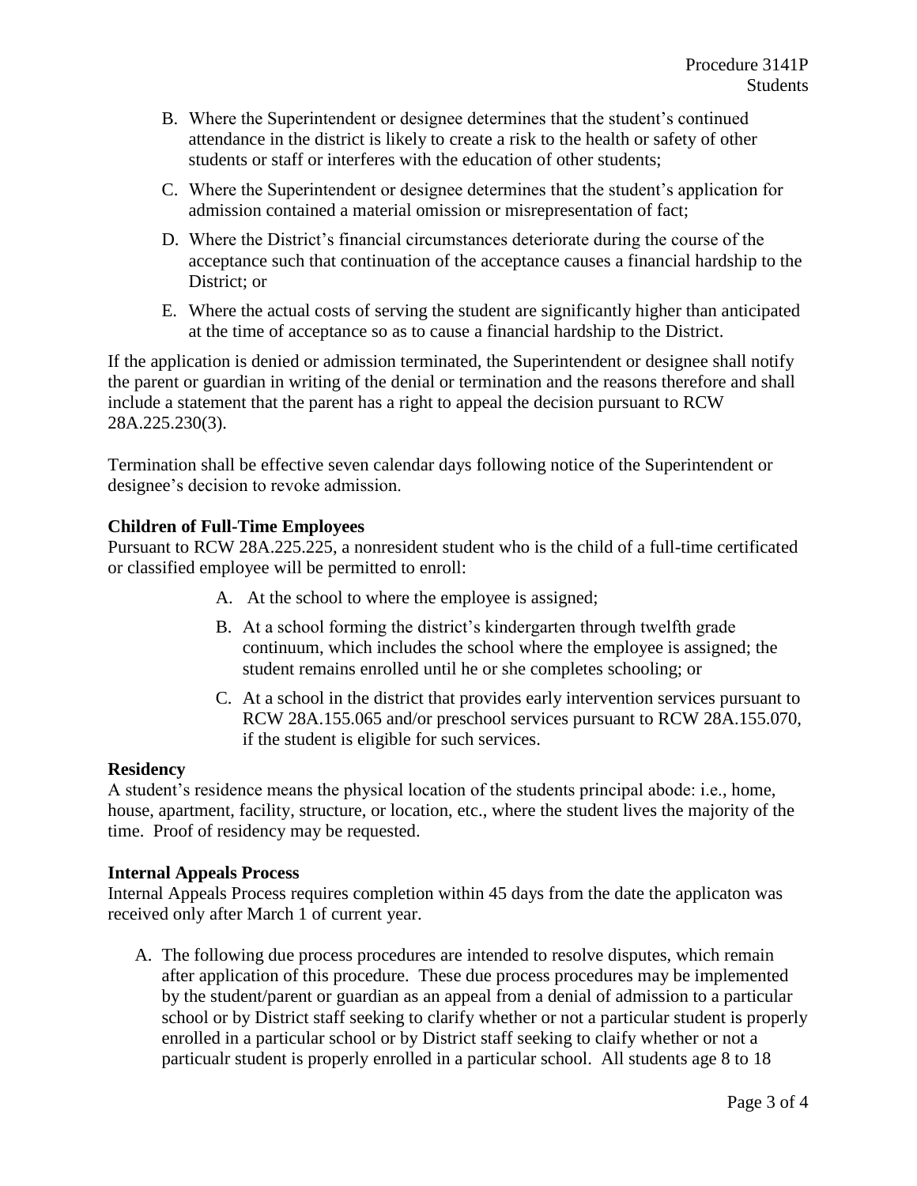B. Where the Superintendent or designee determines that the student's continued attendance in the district is likely to create a risk to the health or safety of other students or staff or interferes with the education of other students;

C. Where the Superintendent or designee determines that the student's application for admission contained a material omission or misrepresentation of fact;

D. Where the District's financial circumstances deteriorate during the course of the acceptance such that continuation of the acceptance causes a financial hardship to the District; or

E. Where the actual costs of serving the student are significantly higher than anticipated at the time of acceptance so as to cause a financial hardship to the District.

If the application is denied or admission terminated, the Superintendent or designee shall notify the parent or guardian in writing of the denial or termination and the reasons therefore and shall include a statement that the parent has a right to appeal the decision pursuant to RCW 28A.225.230(3).

Termination shall be effective seven calendar days following notice of the Superintendent or designee's decision to revoke admission.

**Children of Full-Time Employees**
Pursuant to RCW 28A.225.225, a nonresident student who is the child of a full-time certificated or classified employee will be permitted to enroll:

A. At the school to where the employee is assigned;

B. At a school forming the district's kindergarten through twelfth grade continuum, which includes the school where the employee is assigned; the student remains enrolled until he or she completes schooling; or

C. At a school in the district that provides early intervention services pursuant to RCW 28A.155.065 and/or preschool services pursuant to RCW 28A.155.070, if the student is eligible for such services.

**Residency**
A student's residence means the physical location of the students principal abode: i.e., home, house, apartment, facility, structure, or location, etc., where the student lives the majority of the time. Proof of residency may be requested.

**Internal Appeals Process**
Internal Appeals Process requires completion within 45 days from the date the applicaton was received only after March 1 of current year.

A. The following due process procedures are intended to resolve disputes, which remain after application of this procedure. These due process procedures may be implemented by the student/parent or guardian as an appeal from a denial of admission to a particular school or by District staff seeking to clarify whether or not a particular student is properly enrolled in a particular school or by District staff seeking to claify whether or not a particualr student is properly enrolled in a particular school. All students age 8 to 18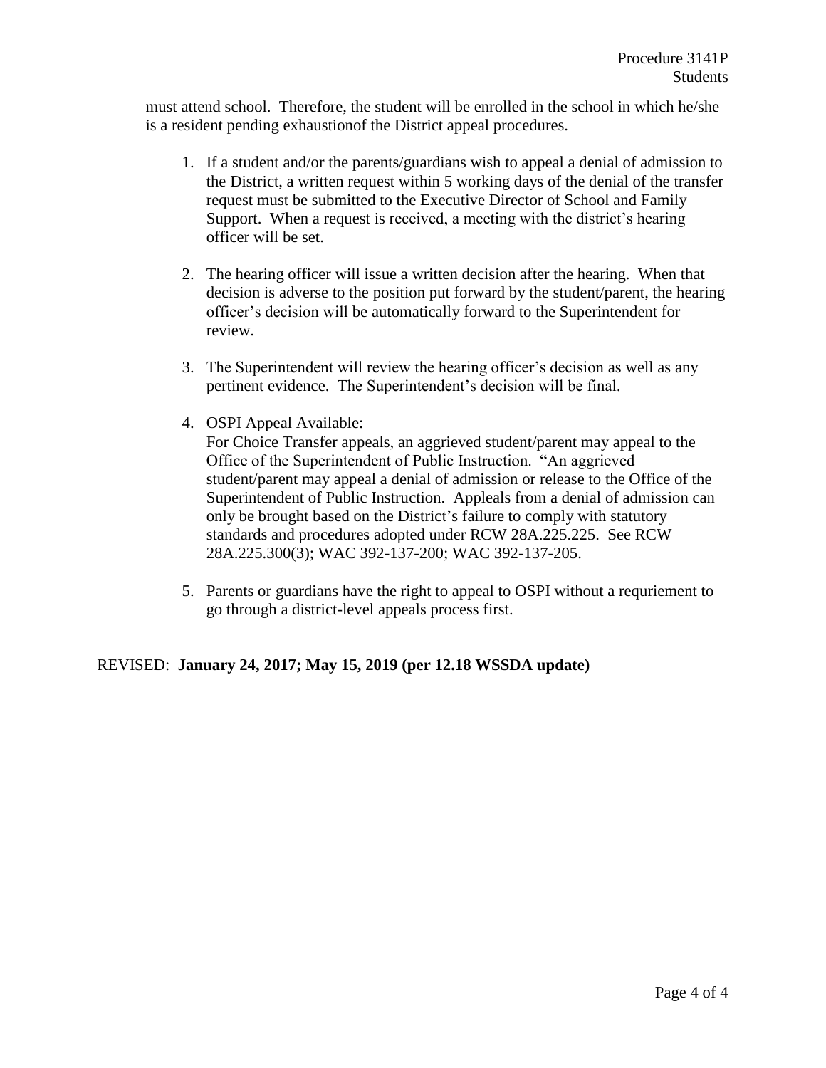must attend school. Therefore, the student will be enrolled in the school in which he/she is a resident pending exhaustionof the District appeal procedures.

1. If a student and/or the parents/guardians wish to appeal a denial of admission to the District, a written request within 5 working days of the denial of the transfer request must be submitted to the Executive Director of School and Family Support. When a request is received, a meeting with the district's hearing officer will be set.

2. The hearing officer will issue a written decision after the hearing. When that decision is adverse to the position put forward by the student/parent, the hearing officer's decision will be automatically forward to the Superintendent for review.

3. The Superintendent will review the hearing officer's decision as well as any pertinent evidence. The Superintendent's decision will be final.

4. OSPI Appeal Available:
   For Choice Transfer appeals, an aggrieved student/parent may appeal to the Office of the Superintendent of Public Instruction. "An aggrieved student/parent may appeal a denial of admission or release to the Office of the Superintendent of Public Instruction. Appleals from a denial of admission can only be brought based on the District's failure to comply with statutory standards and procedures adopted under RCW 28A.225.225. See RCW 28A.225.300(3); WAC 392-137-200; WAC 392-137-205.

5. Parents or guardians have the right to appeal to OSPI without a requriement to go through a district-level appeals process first.

REVISED: **January 24, 2017; May 15, 2019 (per 12.18 WSSDA update)**